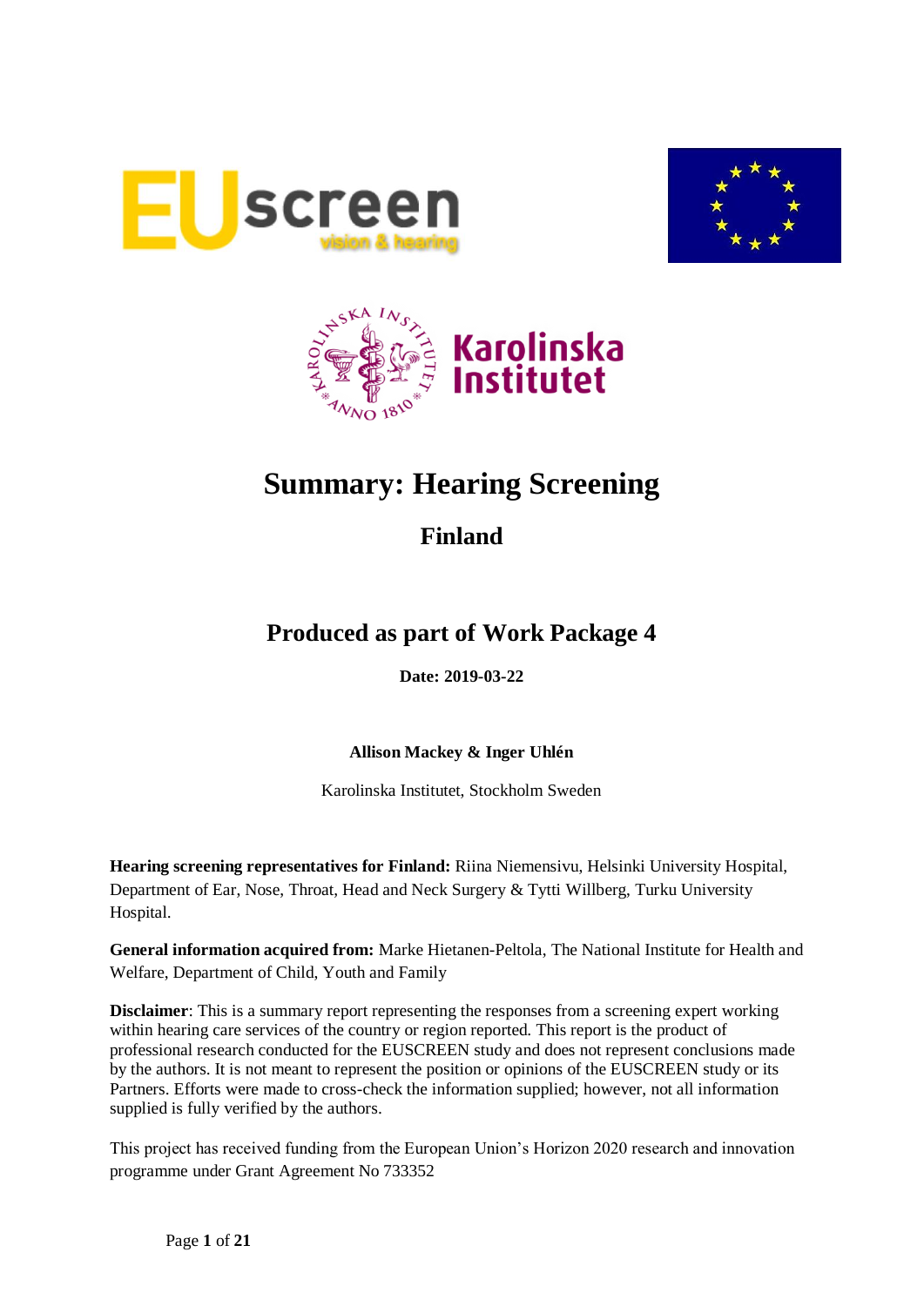# Summary: Hearing Screening

## Finland

## Produced as part of Work Package 4

**Date: 2019-03-22**

**Allison Mackey & Inger Uhlén**

Karolinska Institutet, Stockholm Sweden

**Hearing screening representatives for Finland:** Riina Niemensivu, Helsinki University Hospital, Department of Ear, Nose, Throat, Head and Neck Surgery & Tytti Willberg, Turku University Hospital.

**General information acquired from:** Marke Hietanen-Peltola, The National Institute for Health and Welfare, Department of Child, Youth and Family

**Disclaimer**: This is a summary report representing the responses from a screening expert working within hearing care services of the country or region reported. This report is the product of professional research conducted for the EUSCREEN study and does not represent conclusions made by the authors. It is not meant to represent the position or opinions of the EUSCREEN study or its Partners. Efforts were made to cross-check the information supplied; however, not all information supplied is fully verified by the authors.

This project has received funding from the European Union's Horizon 2020 research and innovation programme under Grant Agreement No 733352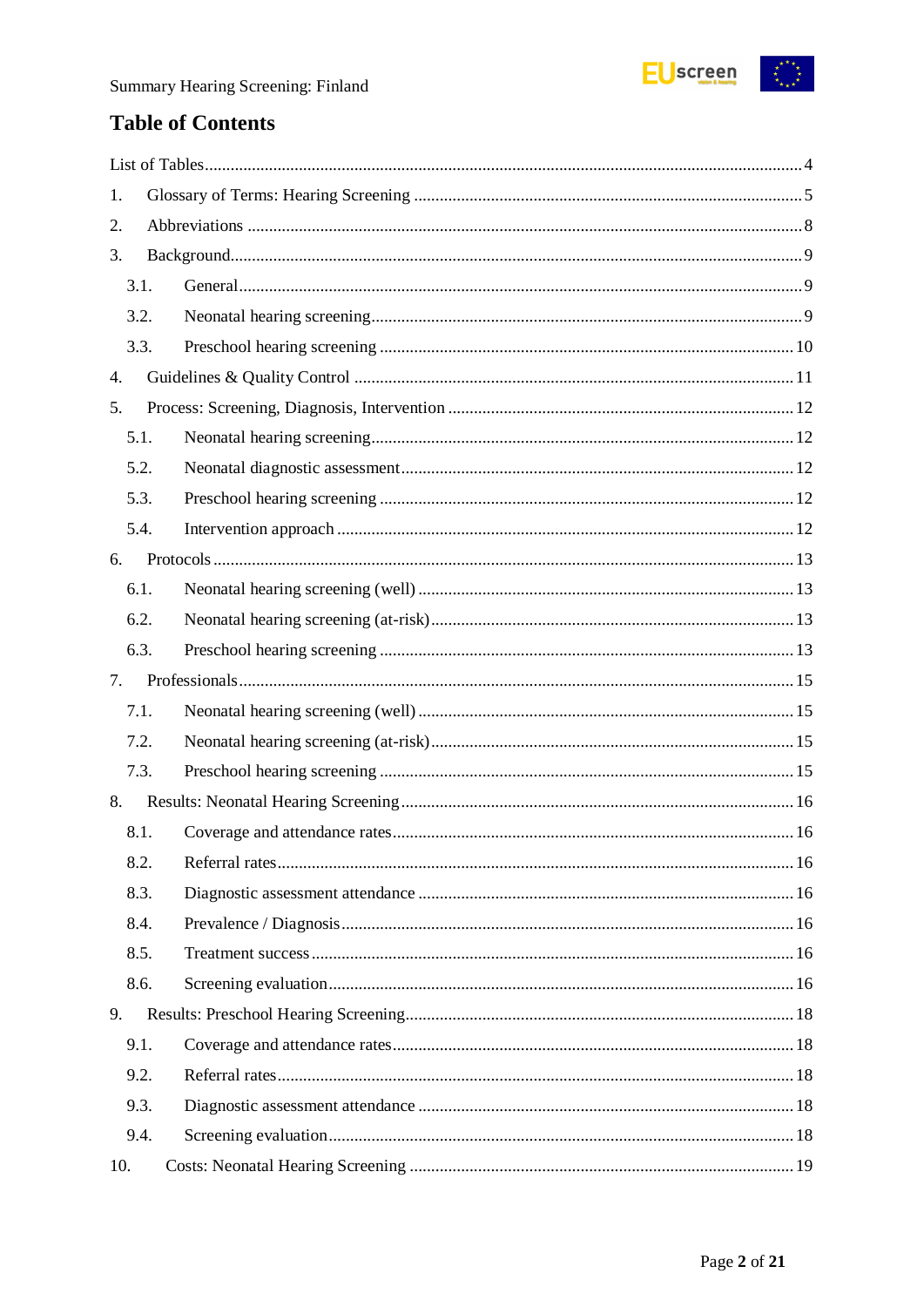# Table of Contents

List of Tables ........................................................................................................................ 4

1. Glossary of Terms: Hearing Screening ........................................................................ 5
2. Abbreviations ................................................................................................................ 8
3. Background.................................................................................................................... 9
   - 3.1. General .................................................................................................................. 9
   - 3.2. Neonatal hearing screening .................................................................................. 9
   - 3.3. Preschool hearing screening ............................................................................... 10
4. Guidelines & Quality Control ..................................................................................... 11
5. Process: Screening, Diagnosis, Intervention ............................................................... 12
   - 5.1. Neonatal hearing screening ................................................................................. 12
   - 5.2. Neonatal diagnostic assessment .......................................................................... 12
   - 5.3. Preschool hearing screening ............................................................................... 12
   - 5.4. Intervention approach ......................................................................................... 12
6. Protocols ...................................................................................................................... 13
   - 6.1. Neonatal hearing screening (well) ...................................................................... 13
   - 6.2. Neonatal hearing screening (at-risk) ................................................................... 13
   - 6.3. Preschool hearing screening ............................................................................... 13
7. Professionals ................................................................................................................ 15
   - 7.1. Neonatal hearing screening (well) ...................................................................... 15
   - 7.2. Neonatal hearing screening (at-risk) ................................................................... 15
   - 7.3. Preschool hearing screening ............................................................................... 15
8. Results: Neonatal Hearing Screening ........................................................................... 16
   - 8.1. Coverage and attendance rates ............................................................................ 16
   - 8.2. Referral rates ....................................................................................................... 16
   - 8.3. Diagnostic assessment attendance ...................................................................... 16
   - 8.4. Prevalence / Diagnosis ........................................................................................ 16
   - 8.5. Treatment success ............................................................................................... 16
   - 8.6. Screening evaluation ........................................................................................... 16
9. Results: Preschool Hearing Screening ......................................................................... 18
   - 9.1. Coverage and attendance rates ............................................................................ 18
   - 9.2. Referral rates ....................................................................................................... 18
   - 9.3. Diagnostic assessment attendance ...................................................................... 18
   - 9.4. Screening evaluation ........................................................................................... 18
10. Costs: Neonatal Hearing Screening ........................................................................... 19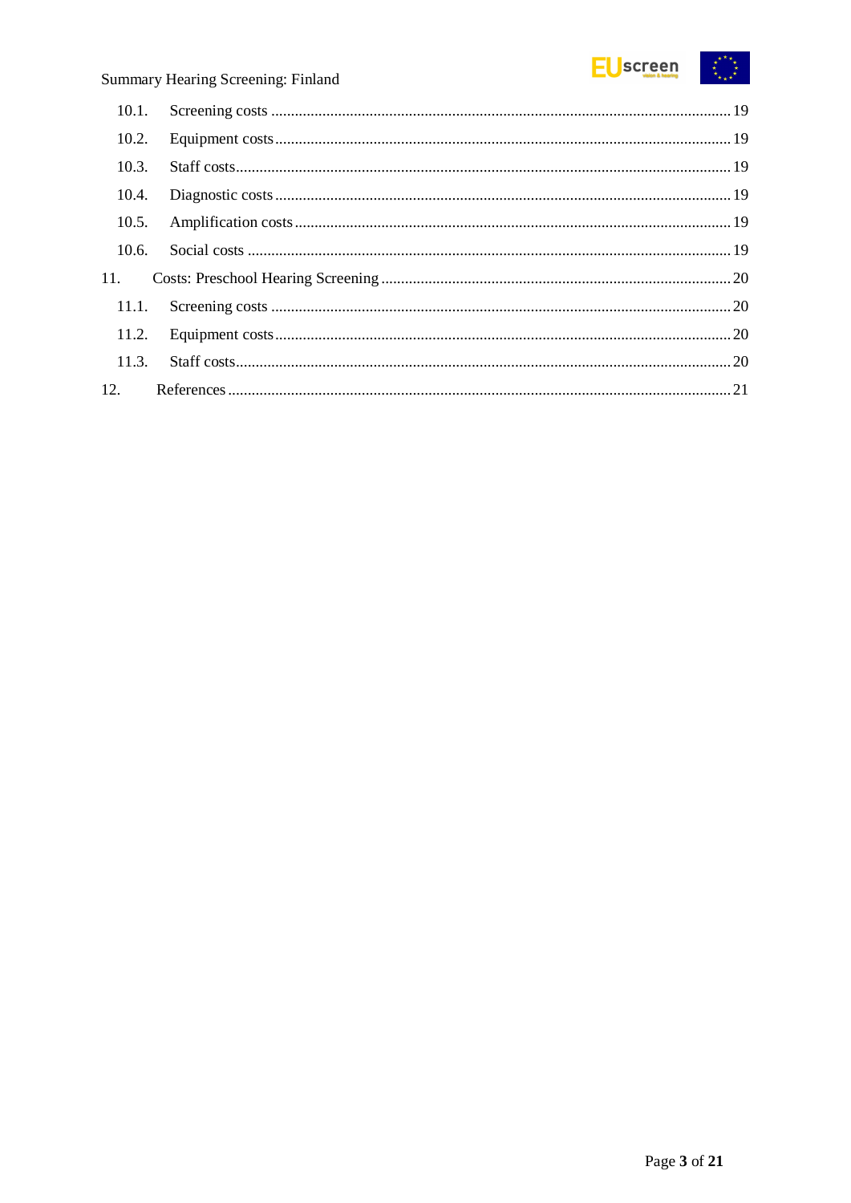10.1. Screening costs ... 19

10.2. Equipment costs ... 19

10.3. Staff costs ... 19

10.4. Diagnostic costs ... 19

10.5. Amplification costs ... 19

10.6. Social costs ... 19

11. Costs: Preschool Hearing Screening ... 20

11.1. Screening costs ... 20

11.2. Equipment costs ... 20

11.3. Staff costs ... 20

12. References ... 21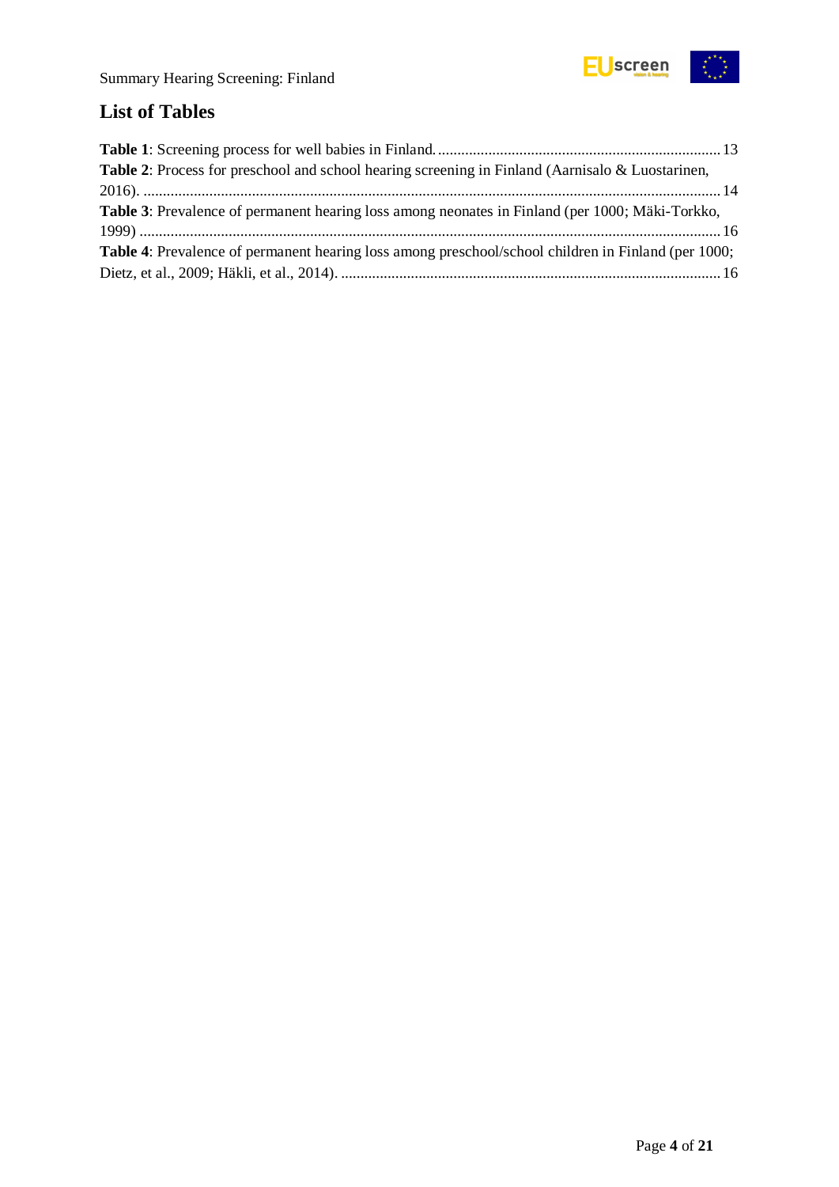## List of Tables

**Table 1**: Screening process for well babies in Finland. ........................................................................ 13

**Table 2**: Process for preschool and school hearing screening in Finland (Aarnisalo & Luostarinen, 2016). .................................................................................................................................................... 14

**Table 3**: Prevalence of permanent hearing loss among neonates in Finland (per 1000; Mäki-Torkko, 1999) .................................................................................................................................................... 16

**Table 4**: Prevalence of permanent hearing loss among preschool/school children in Finland (per 1000; Dietz, et al., 2009; Häkli, et al., 2014). ................................................................................................. 16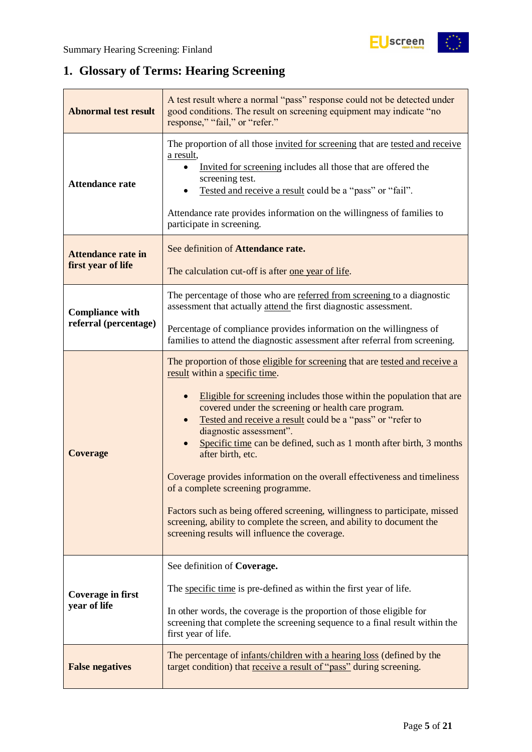## 1. Glossary of Terms: Hearing Screening

| | |
|---|---|
| **Abnormal test result** | A test result where a normal "pass" response could not be detected under good conditions. The result on screening equipment may indicate "no response," "fail," or "refer." |
| **Attendance rate** | The proportion of all those invited for screening that are tested and receive a result,<br>• Invited for screening includes all those that are offered the screening test.<br>• Tested and receive a result could be a "pass" or "fail".<br><br>Attendance rate provides information on the willingness of families to participate in screening. |
| **Attendance rate in first year of life** | See definition of **Attendance rate.**<br><br>The calculation cut-off is after one year of life. |
| **Compliance with referral (percentage)** | The percentage of those who are referred from screening to a diagnostic assessment that actually attend the first diagnostic assessment.<br><br>Percentage of compliance provides information on the willingness of families to attend the diagnostic assessment after referral from screening. |
| **Coverage** | The proportion of those eligible for screening that are tested and receive a result within a specific time.<br><br>• Eligible for screening includes those within the population that are covered under the screening or health care program.<br>• Tested and receive a result could be a "pass" or "refer to diagnostic assessment".<br>• Specific time can be defined, such as 1 month after birth, 3 months after birth, etc.<br><br>Coverage provides information on the overall effectiveness and timeliness of a complete screening programme.<br><br>Factors such as being offered screening, willingness to participate, missed screening, ability to complete the screen, and ability to document the screening results will influence the coverage. |
| **Coverage in first year of life** | See definition of **Coverage.**<br><br>The specific time is pre-defined as within the first year of life.<br><br>In other words, the coverage is the proportion of those eligible for screening that complete the screening sequence to a final result within the first year of life. |
| **False negatives** | The percentage of infants/children with a hearing loss (defined by the target condition) that receive a result of "pass" during screening. |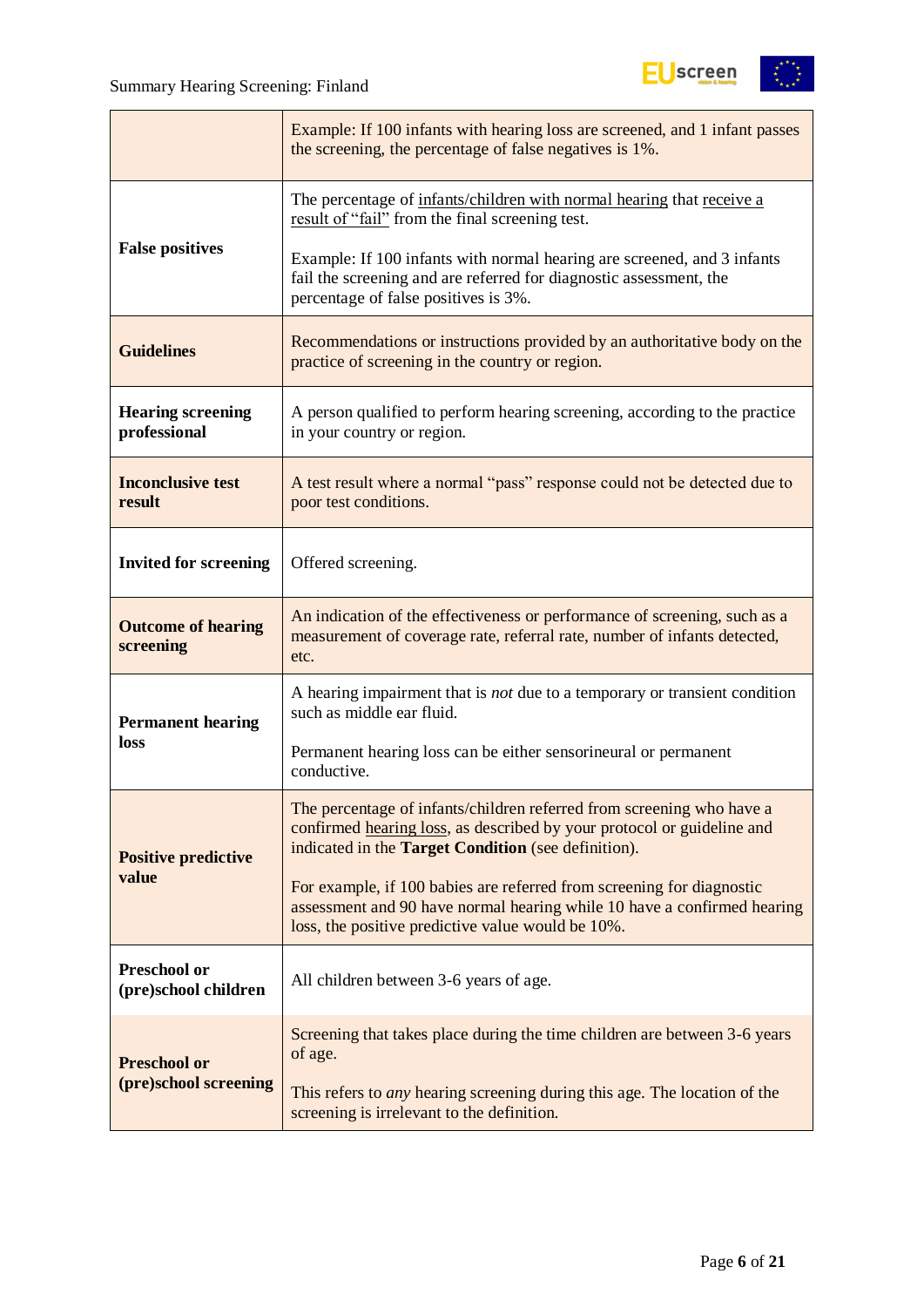| | |
|---|---|
| | Example: If 100 infants with hearing loss are screened, and 1 infant passes the screening, the percentage of false negatives is 1%. |
| **False positives** | The percentage of infants/children with normal hearing that receive a result of "fail" from the final screening test.<br><br>Example: If 100 infants with normal hearing are screened, and 3 infants fail the screening and are referred for diagnostic assessment, the percentage of false positives is 3%. |
| **Guidelines** | Recommendations or instructions provided by an authoritative body on the practice of screening in the country or region. |
| **Hearing screening professional** | A person qualified to perform hearing screening, according to the practice in your country or region. |
| **Inconclusive test result** | A test result where a normal "pass" response could not be detected due to poor test conditions. |
| **Invited for screening** | Offered screening. |
| **Outcome of hearing screening** | An indication of the effectiveness or performance of screening, such as a measurement of coverage rate, referral rate, number of infants detected, etc. |
| **Permanent hearing loss** | A hearing impairment that is *not* due to a temporary or transient condition such as middle ear fluid.<br><br>Permanent hearing loss can be either sensorineural or permanent conductive. |
| **Positive predictive value** | The percentage of infants/children referred from screening who have a confirmed hearing loss, as described by your protocol or guideline and indicated in the **Target Condition** (see definition).<br><br>For example, if 100 babies are referred from screening for diagnostic assessment and 90 have normal hearing while 10 have a confirmed hearing loss, the positive predictive value would be 10%. |
| **Preschool or (pre)school children** | All children between 3-6 years of age. |
| **Preschool or (pre)school screening** | Screening that takes place during the time children are between 3-6 years of age.<br><br>This refers to *any* hearing screening during this age. The location of the screening is irrelevant to the definition. |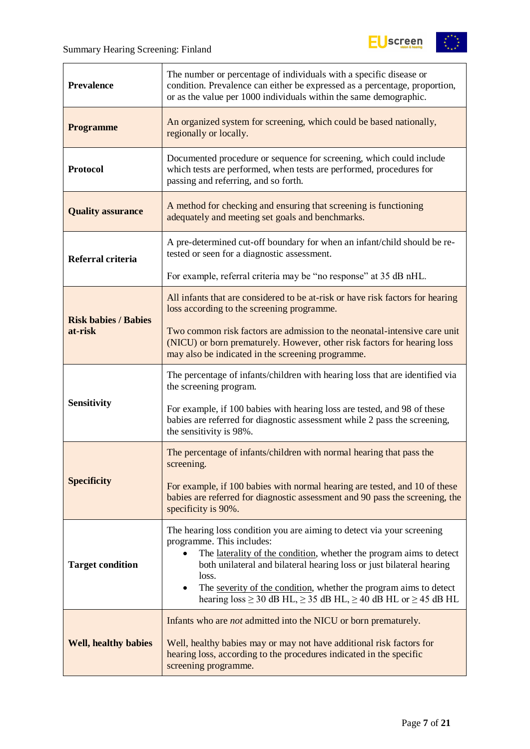| | |
|---|---|
| **Prevalence** | The number or percentage of individuals with a specific disease or condition. Prevalence can either be expressed as a percentage, proportion, or as the value per 1000 individuals within the same demographic. |
| **Programme** | An organized system for screening, which could be based nationally, regionally or locally. |
| **Protocol** | Documented procedure or sequence for screening, which could include which tests are performed, when tests are performed, procedures for passing and referring, and so forth. |
| **Quality assurance** | A method for checking and ensuring that screening is functioning adequately and meeting set goals and benchmarks. |
| **Referral criteria** | A pre-determined cut-off boundary for when an infant/child should be re-tested or seen for a diagnostic assessment.<br><br>For example, referral criteria may be "no response" at 35 dB nHL. |
| **Risk babies / Babies at-risk** | All infants that are considered to be at-risk or have risk factors for hearing loss according to the screening programme.<br><br>Two common risk factors are admission to the neonatal-intensive care unit (NICU) or born prematurely. However, other risk factors for hearing loss may also be indicated in the screening programme. |
| **Sensitivity** | The percentage of infants/children with hearing loss that are identified via the screening program.<br><br>For example, if 100 babies with hearing loss are tested, and 98 of these babies are referred for diagnostic assessment while 2 pass the screening, the sensitivity is 98%. |
| **Specificity** | The percentage of infants/children with normal hearing that pass the screening.<br><br>For example, if 100 babies with normal hearing are tested, and 10 of these babies are referred for diagnostic assessment and 90 pass the screening, the specificity is 90%. |
| **Target condition** | The hearing loss condition you are aiming to detect via your screening programme. This includes:<br>• The laterality of the condition, whether the program aims to detect both unilateral and bilateral hearing loss or just bilateral hearing loss.<br>• The severity of the condition, whether the program aims to detect hearing loss ≥ 30 dB HL, ≥ 35 dB HL, ≥ 40 dB HL or ≥ 45 dB HL |
| **Well, healthy babies** | Infants who are *not* admitted into the NICU or born prematurely.<br><br>Well, healthy babies may or may not have additional risk factors for hearing loss, according to the procedures indicated in the specific screening programme. |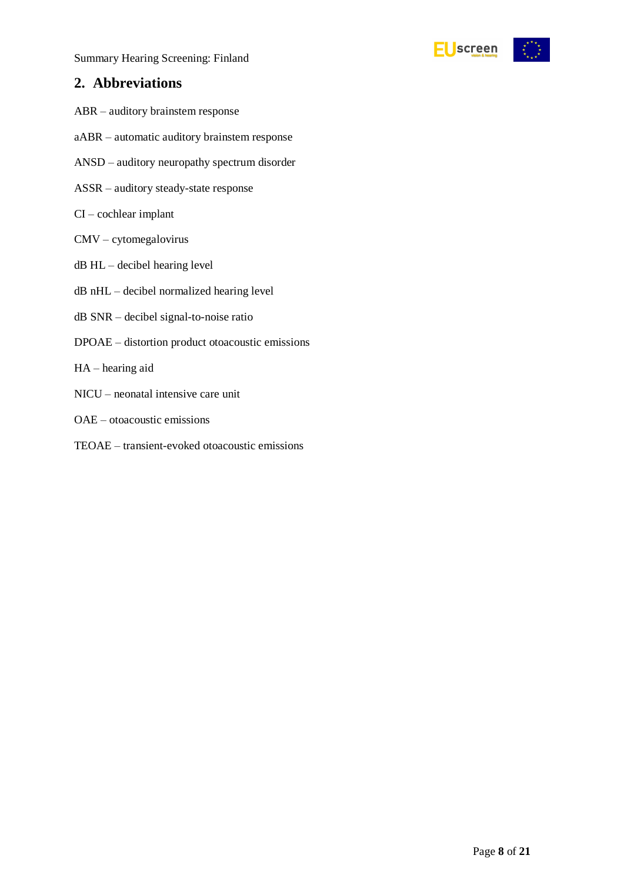## 2. Abbreviations

ABR – auditory brainstem response

aABR – automatic auditory brainstem response

ANSD – auditory neuropathy spectrum disorder

ASSR – auditory steady-state response

CI – cochlear implant

CMV – cytomegalovirus

dB HL – decibel hearing level

dB nHL – decibel normalized hearing level

dB SNR – decibel signal-to-noise ratio

DPOAE – distortion product otoacoustic emissions

HA – hearing aid

NICU – neonatal intensive care unit

OAE – otoacoustic emissions

TEOAE – transient-evoked otoacoustic emissions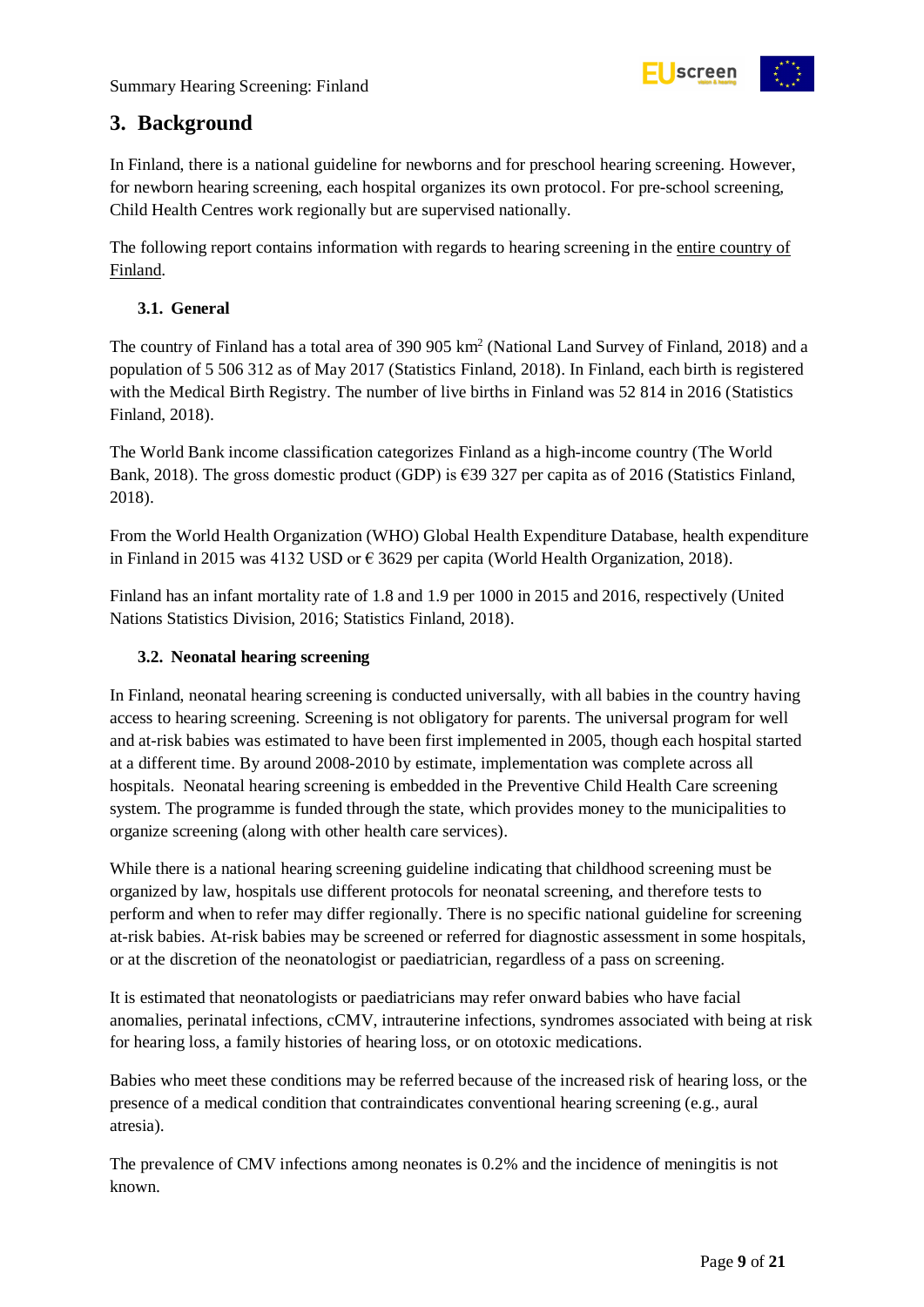# 3. Background

In Finland, there is a national guideline for newborns and for preschool hearing screening. However, for newborn hearing screening, each hospital organizes its own protocol. For pre-school screening, Child Health Centres work regionally but are supervised nationally.

The following report contains information with regards to hearing screening in the entire country of Finland.

## 3.1. General

The country of Finland has a total area of 390 905 km$^2$ (National Land Survey of Finland, 2018) and a population of 5 506 312 as of May 2017 (Statistics Finland, 2018). In Finland, each birth is registered with the Medical Birth Registry. The number of live births in Finland was 52 814 in 2016 (Statistics Finland, 2018).

The World Bank income classification categorizes Finland as a high-income country (The World Bank, 2018). The gross domestic product (GDP) is €39 327 per capita as of 2016 (Statistics Finland, 2018).

From the World Health Organization (WHO) Global Health Expenditure Database, health expenditure in Finland in 2015 was 4132 USD or € 3629 per capita (World Health Organization, 2018).

Finland has an infant mortality rate of 1.8 and 1.9 per 1000 in 2015 and 2016, respectively (United Nations Statistics Division, 2016; Statistics Finland, 2018).

## 3.2. Neonatal hearing screening

In Finland, neonatal hearing screening is conducted universally, with all babies in the country having access to hearing screening. Screening is not obligatory for parents. The universal program for well and at-risk babies was estimated to have been first implemented in 2005, though each hospital started at a different time. By around 2008-2010 by estimate, implementation was complete across all hospitals. Neonatal hearing screening is embedded in the Preventive Child Health Care screening system. The programme is funded through the state, which provides money to the municipalities to organize screening (along with other health care services).

While there is a national hearing screening guideline indicating that childhood screening must be organized by law, hospitals use different protocols for neonatal screening, and therefore tests to perform and when to refer may differ regionally. There is no specific national guideline for screening at-risk babies. At-risk babies may be screened or referred for diagnostic assessment in some hospitals, or at the discretion of the neonatologist or paediatrician, regardless of a pass on screening.

It is estimated that neonatologists or paediatricians may refer onward babies who have facial anomalies, perinatal infections, cCMV, intrauterine infections, syndromes associated with being at risk for hearing loss, a family histories of hearing loss, or on ototoxic medications.

Babies who meet these conditions may be referred because of the increased risk of hearing loss, or the presence of a medical condition that contraindicates conventional hearing screening (e.g., aural atresia).

The prevalence of CMV infections among neonates is 0.2% and the incidence of meningitis is not known.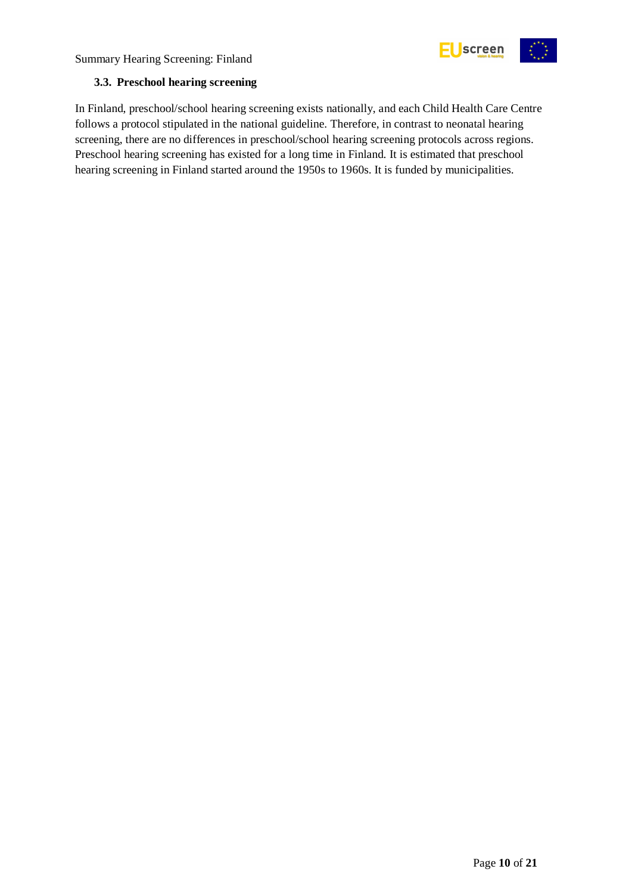### 3.3. Preschool hearing screening

In Finland, preschool/school hearing screening exists nationally, and each Child Health Care Centre follows a protocol stipulated in the national guideline. Therefore, in contrast to neonatal hearing screening, there are no differences in preschool/school hearing screening protocols across regions. Preschool hearing screening has existed for a long time in Finland. It is estimated that preschool hearing screening in Finland started around the 1950s to 1960s. It is funded by municipalities.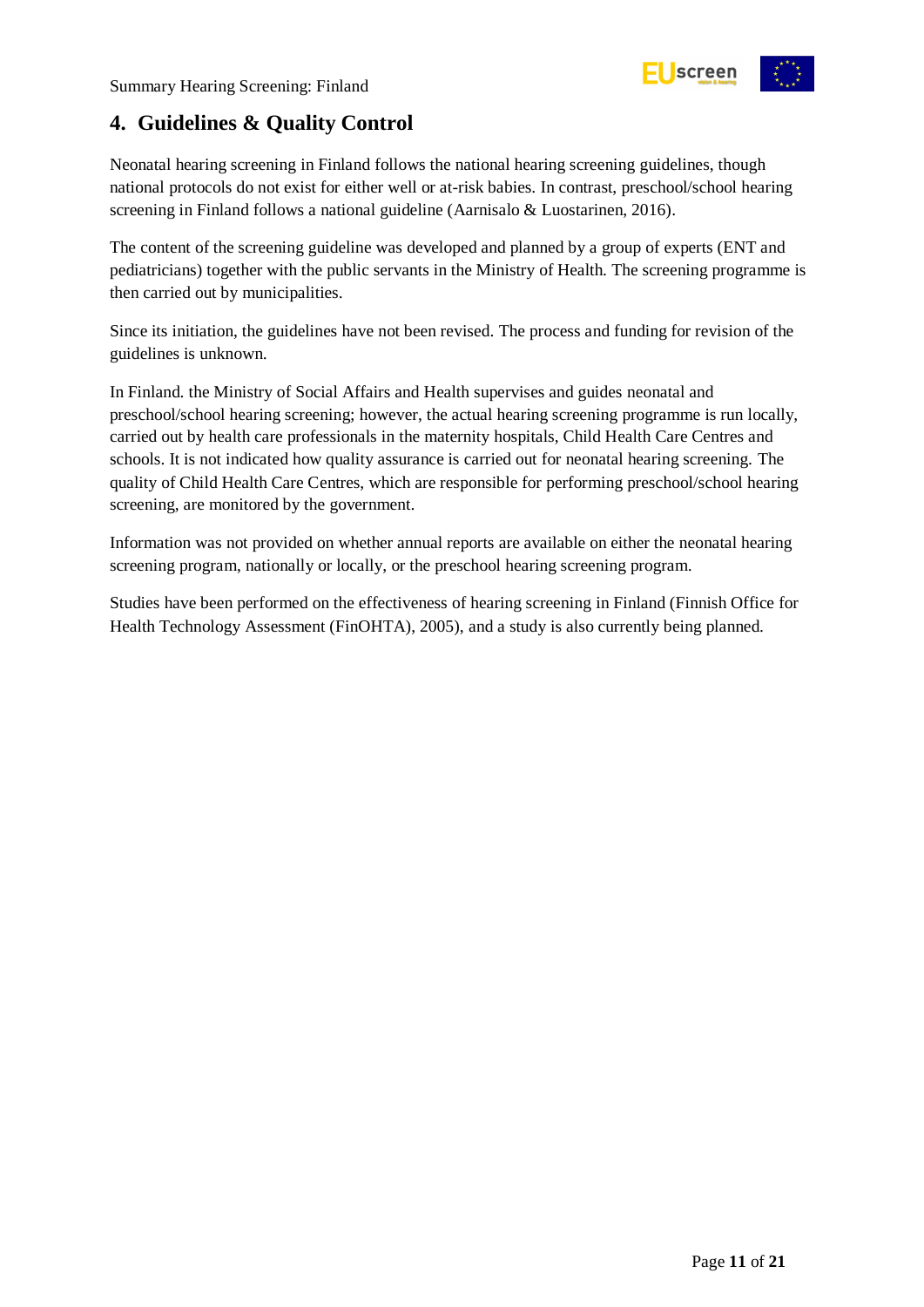## 4. Guidelines & Quality Control

Neonatal hearing screening in Finland follows the national hearing screening guidelines, though national protocols do not exist for either well or at-risk babies. In contrast, preschool/school hearing screening in Finland follows a national guideline (Aarnisalo & Luostarinen, 2016).

The content of the screening guideline was developed and planned by a group of experts (ENT and pediatricians) together with the public servants in the Ministry of Health. The screening programme is then carried out by municipalities.

Since its initiation, the guidelines have not been revised. The process and funding for revision of the guidelines is unknown.

In Finland. the Ministry of Social Affairs and Health supervises and guides neonatal and preschool/school hearing screening; however, the actual hearing screening programme is run locally, carried out by health care professionals in the maternity hospitals, Child Health Care Centres and schools. It is not indicated how quality assurance is carried out for neonatal hearing screening. The quality of Child Health Care Centres, which are responsible for performing preschool/school hearing screening, are monitored by the government.

Information was not provided on whether annual reports are available on either the neonatal hearing screening program, nationally or locally, or the preschool hearing screening program.

Studies have been performed on the effectiveness of hearing screening in Finland (Finnish Office for Health Technology Assessment (FinOHTA), 2005), and a study is also currently being planned.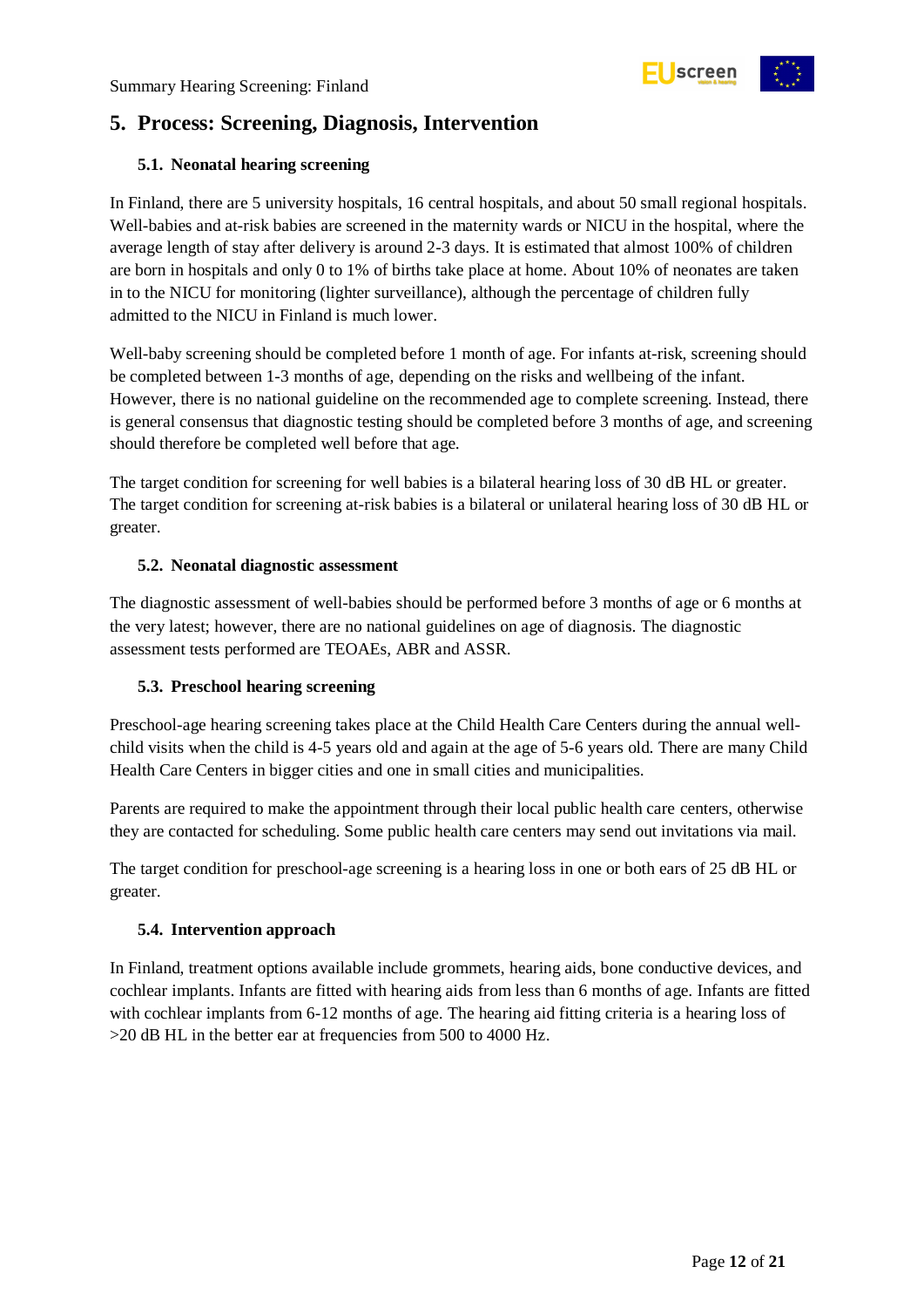## 5. Process: Screening, Diagnosis, Intervention

### 5.1. Neonatal hearing screening

In Finland, there are 5 university hospitals, 16 central hospitals, and about 50 small regional hospitals. Well-babies and at-risk babies are screened in the maternity wards or NICU in the hospital, where the average length of stay after delivery is around 2-3 days. It is estimated that almost 100% of children are born in hospitals and only 0 to 1% of births take place at home. About 10% of neonates are taken in to the NICU for monitoring (lighter surveillance), although the percentage of children fully admitted to the NICU in Finland is much lower.

Well-baby screening should be completed before 1 month of age. For infants at-risk, screening should be completed between 1-3 months of age, depending on the risks and wellbeing of the infant. However, there is no national guideline on the recommended age to complete screening. Instead, there is general consensus that diagnostic testing should be completed before 3 months of age, and screening should therefore be completed well before that age.

The target condition for screening for well babies is a bilateral hearing loss of 30 dB HL or greater. The target condition for screening at-risk babies is a bilateral or unilateral hearing loss of 30 dB HL or greater.

### 5.2. Neonatal diagnostic assessment

The diagnostic assessment of well-babies should be performed before 3 months of age or 6 months at the very latest; however, there are no national guidelines on age of diagnosis. The diagnostic assessment tests performed are TEOAEs, ABR and ASSR.

### 5.3. Preschool hearing screening

Preschool-age hearing screening takes place at the Child Health Care Centers during the annual well-child visits when the child is 4-5 years old and again at the age of 5-6 years old. There are many Child Health Care Centers in bigger cities and one in small cities and municipalities.

Parents are required to make the appointment through their local public health care centers, otherwise they are contacted for scheduling. Some public health care centers may send out invitations via mail.

The target condition for preschool-age screening is a hearing loss in one or both ears of 25 dB HL or greater.

### 5.4. Intervention approach

In Finland, treatment options available include grommets, hearing aids, bone conductive devices, and cochlear implants. Infants are fitted with hearing aids from less than 6 months of age. Infants are fitted with cochlear implants from 6-12 months of age. The hearing aid fitting criteria is a hearing loss of >20 dB HL in the better ear at frequencies from 500 to 4000 Hz.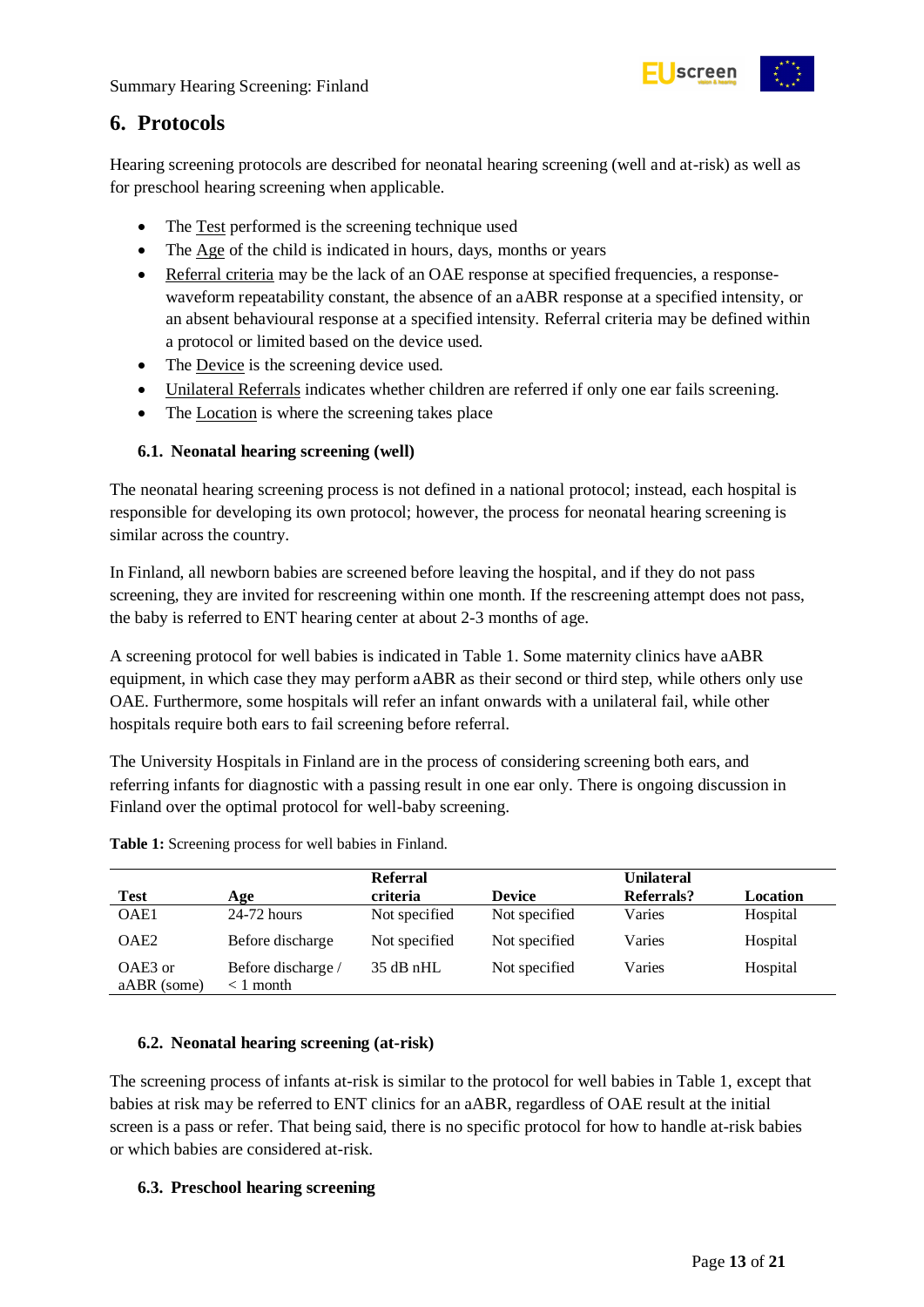# 6. Protocols

Hearing screening protocols are described for neonatal hearing screening (well and at-risk) as well as for preschool hearing screening when applicable.

- The Test performed is the screening technique used
- The Age of the child is indicated in hours, days, months or years
- Referral criteria may be the lack of an OAE response at specified frequencies, a response-waveform repeatability constant, the absence of an aABR response at a specified intensity, or an absent behavioural response at a specified intensity. Referral criteria may be defined within a protocol or limited based on the device used.
- The Device is the screening device used.
- Unilateral Referrals indicates whether children are referred if only one ear fails screening.
- The Location is where the screening takes place

## 6.1. Neonatal hearing screening (well)

The neonatal hearing screening process is not defined in a national protocol; instead, each hospital is responsible for developing its own protocol; however, the process for neonatal hearing screening is similar across the country.

In Finland, all newborn babies are screened before leaving the hospital, and if they do not pass screening, they are invited for rescreening within one month. If the rescreening attempt does not pass, the baby is referred to ENT hearing center at about 2-3 months of age.

A screening protocol for well babies is indicated in Table 1. Some maternity clinics have aABR equipment, in which case they may perform aABR as their second or third step, while others only use OAE. Furthermore, some hospitals will refer an infant onwards with a unilateral fail, while other hospitals require both ears to fail screening before referral.

The University Hospitals in Finland are in the process of considering screening both ears, and referring infants for diagnostic with a passing result in one ear only. There is ongoing discussion in Finland over the optimal protocol for well-baby screening.

**Table 1:** Screening process for well babies in Finland.

| Test | Age | Referral criteria | Device | Unilateral Referrals? | Location |
|---|---|---|---|---|---|
| OAE1 | 24-72 hours | Not specified | Not specified | Varies | Hospital |
| OAE2 | Before discharge | Not specified | Not specified | Varies | Hospital |
| OAE3 or aABR (some) | Before discharge / < 1 month | 35 dB nHL | Not specified | Varies | Hospital |

## 6.2. Neonatal hearing screening (at-risk)

The screening process of infants at-risk is similar to the protocol for well babies in Table 1, except that babies at risk may be referred to ENT clinics for an aABR, regardless of OAE result at the initial screen is a pass or refer. That being said, there is no specific protocol for how to handle at-risk babies or which babies are considered at-risk.

## 6.3. Preschool hearing screening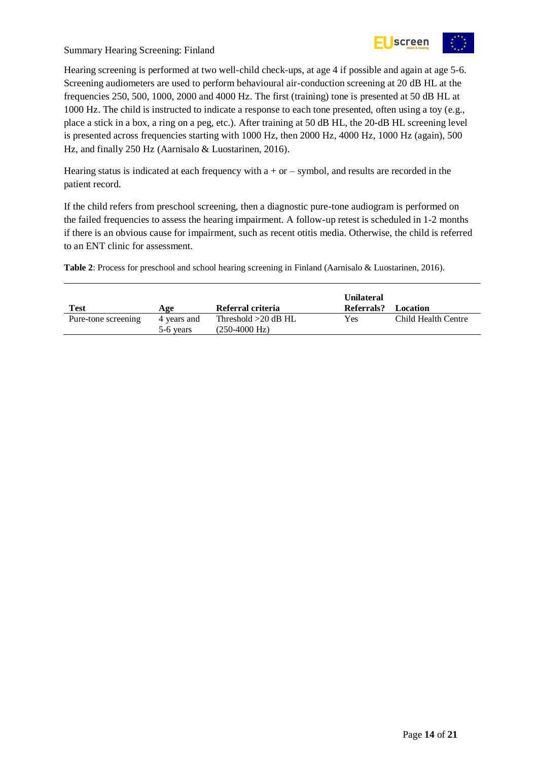Hearing screening is performed at two well-child check-ups, at age 4 if possible and again at age 5-6. Screening audiometers are used to perform behavioural air-conduction screening at 20 dB HL at the frequencies 250, 500, 1000, 2000 and 4000 Hz. The first (training) tone is presented at 50 dB HL at 1000 Hz. The child is instructed to indicate a response to each tone presented, often using a toy (e.g., place a stick in a box, a ring on a peg, etc.). After training at 50 dB HL, the 20-dB HL screening level is presented across frequencies starting with 1000 Hz, then 2000 Hz, 4000 Hz, 1000 Hz (again), 500 Hz, and finally 250 Hz (Aarnisalo & Luostarinen, 2016).

Hearing status is indicated at each frequency with a + or – symbol, and results are recorded in the patient record.

If the child refers from preschool screening, then a diagnostic pure-tone audiogram is performed on the failed frequencies to assess the hearing impairment. A follow-up retest is scheduled in 1-2 months if there is an obvious cause for impairment, such as recent otitis media. Otherwise, the child is referred to an ENT clinic for assessment.

**Table 2**: Process for preschool and school hearing screening in Finland (Aarnisalo & Luostarinen, 2016).

| Test | Age | Referral criteria | Unilateral Referrals? | Location |
|---|---|---|---|---|
| Pure-tone screening | 4 years and 5-6 years | Threshold >20 dB HL (250-4000 Hz) | Yes | Child Health Centre |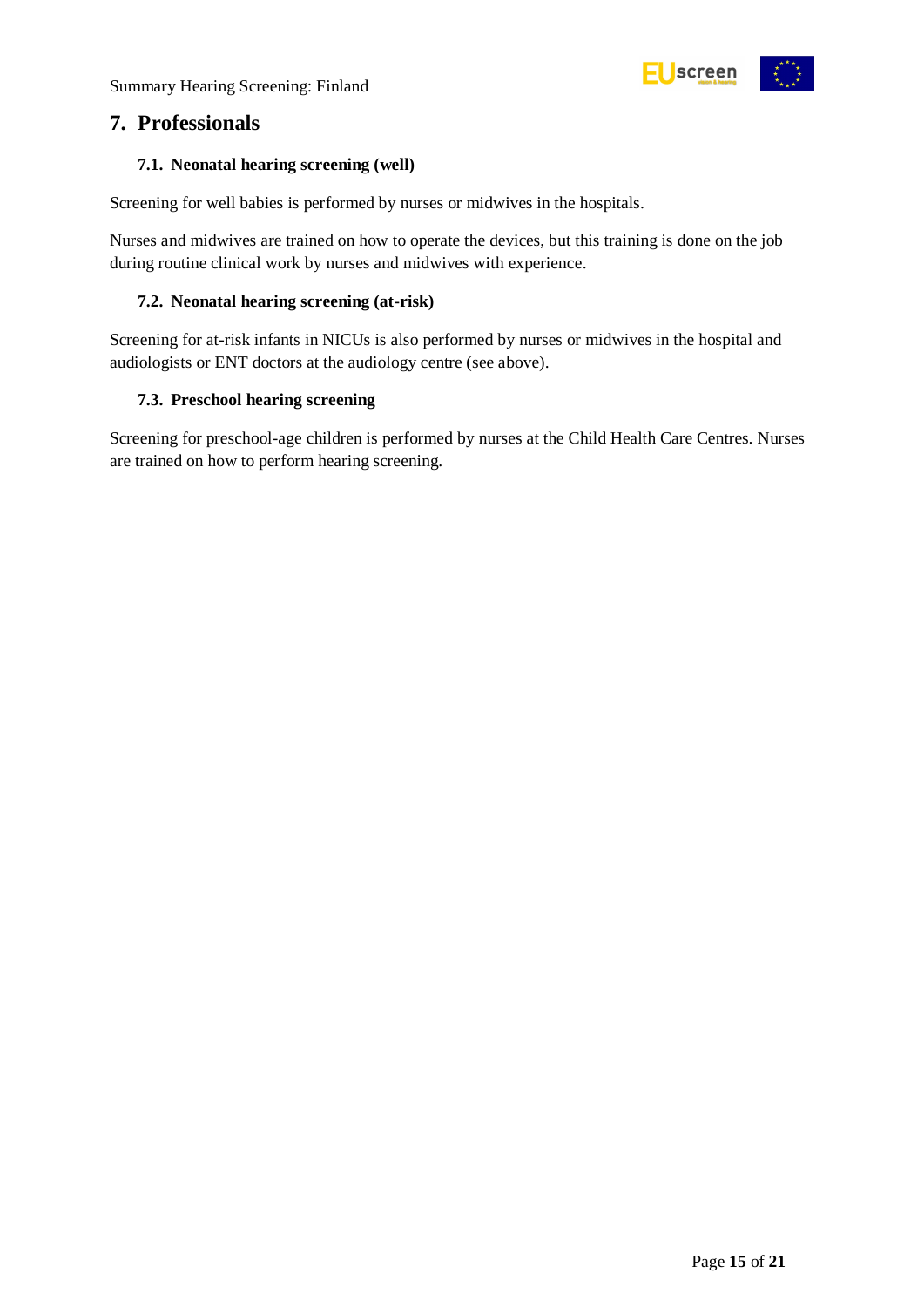## 7. Professionals

### 7.1. Neonatal hearing screening (well)

Screening for well babies is performed by nurses or midwives in the hospitals.

Nurses and midwives are trained on how to operate the devices, but this training is done on the job during routine clinical work by nurses and midwives with experience.

### 7.2. Neonatal hearing screening (at-risk)

Screening for at-risk infants in NICUs is also performed by nurses or midwives in the hospital and audiologists or ENT doctors at the audiology centre (see above).

### 7.3. Preschool hearing screening

Screening for preschool-age children is performed by nurses at the Child Health Care Centres. Nurses are trained on how to perform hearing screening.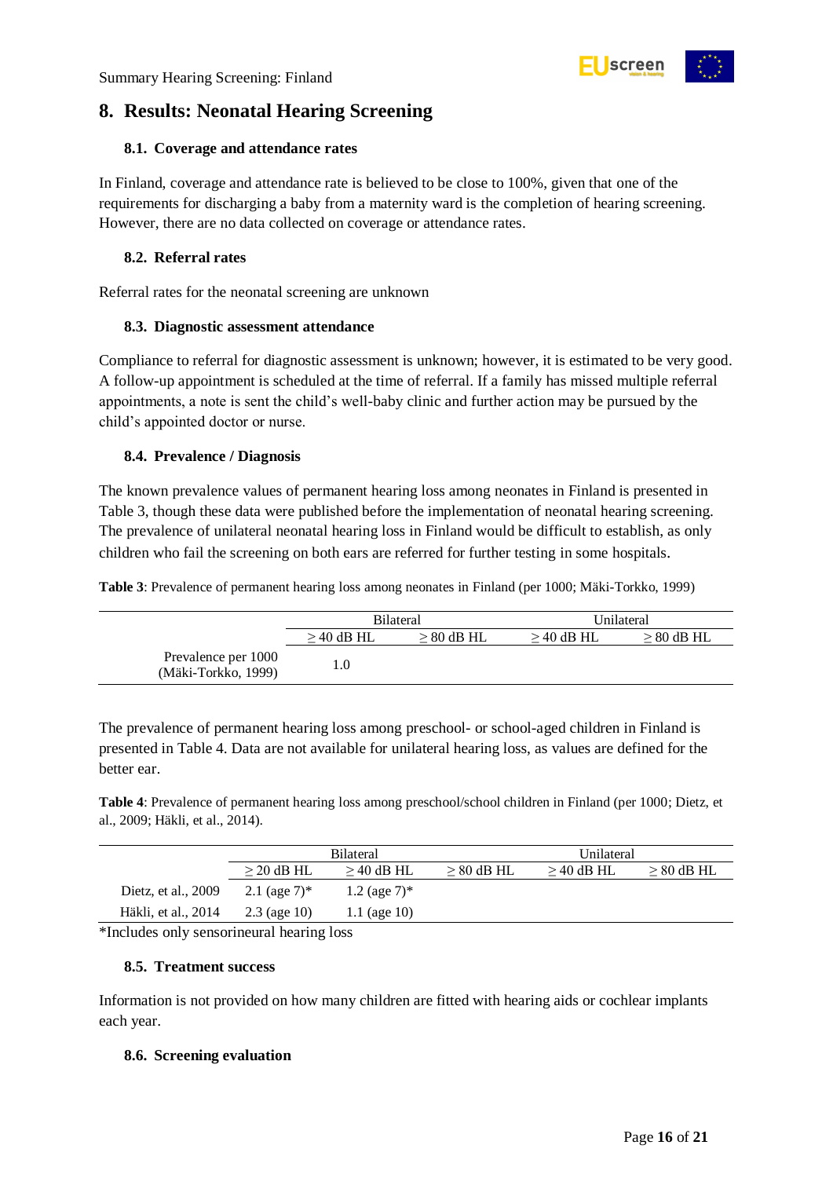# 8. Results: Neonatal Hearing Screening

## 8.1. Coverage and attendance rates

In Finland, coverage and attendance rate is believed to be close to 100%, given that one of the requirements for discharging a baby from a maternity ward is the completion of hearing screening. However, there are no data collected on coverage or attendance rates.

## 8.2. Referral rates

Referral rates for the neonatal screening are unknown

## 8.3. Diagnostic assessment attendance

Compliance to referral for diagnostic assessment is unknown; however, it is estimated to be very good. A follow-up appointment is scheduled at the time of referral. If a family has missed multiple referral appointments, a note is sent the child's well-baby clinic and further action may be pursued by the child's appointed doctor or nurse.

## 8.4. Prevalence / Diagnosis

The known prevalence values of permanent hearing loss among neonates in Finland is presented in Table 3, though these data were published before the implementation of neonatal hearing screening. The prevalence of unilateral neonatal hearing loss in Finland would be difficult to establish, as only children who fail the screening on both ears are referred for further testing in some hospitals.

**Table 3**: Prevalence of permanent hearing loss among neonates in Finland (per 1000; Mäki-Torkko, 1999)

| | Bilateral | | Unilateral | |
|---|---|---|---|---|
| | ≥ 40 dB HL | ≥ 80 dB HL | ≥ 40 dB HL | ≥ 80 dB HL |
| Prevalence per 1000 (Mäki-Torkko, 1999) | 1.0 | | | |

The prevalence of permanent hearing loss among preschool- or school-aged children in Finland is presented in Table 4. Data are not available for unilateral hearing loss, as values are defined for the better ear.

**Table 4**: Prevalence of permanent hearing loss among preschool/school children in Finland (per 1000; Dietz, et al., 2009; Häkli, et al., 2014).

| | Bilateral | | | Unilateral | |
|---|---|---|---|---|---|
| | ≥ 20 dB HL | ≥ 40 dB HL | ≥ 80 dB HL | ≥ 40 dB HL | ≥ 80 dB HL |
| Dietz, et al., 2009 | 2.1 (age 7)* | 1.2 (age 7)* | | | |
| Häkli, et al., 2014 | 2.3 (age 10) | 1.1 (age 10) | | | |

*Includes only sensorineural hearing loss

## 8.5. Treatment success

Information is not provided on how many children are fitted with hearing aids or cochlear implants each year.

## 8.6. Screening evaluation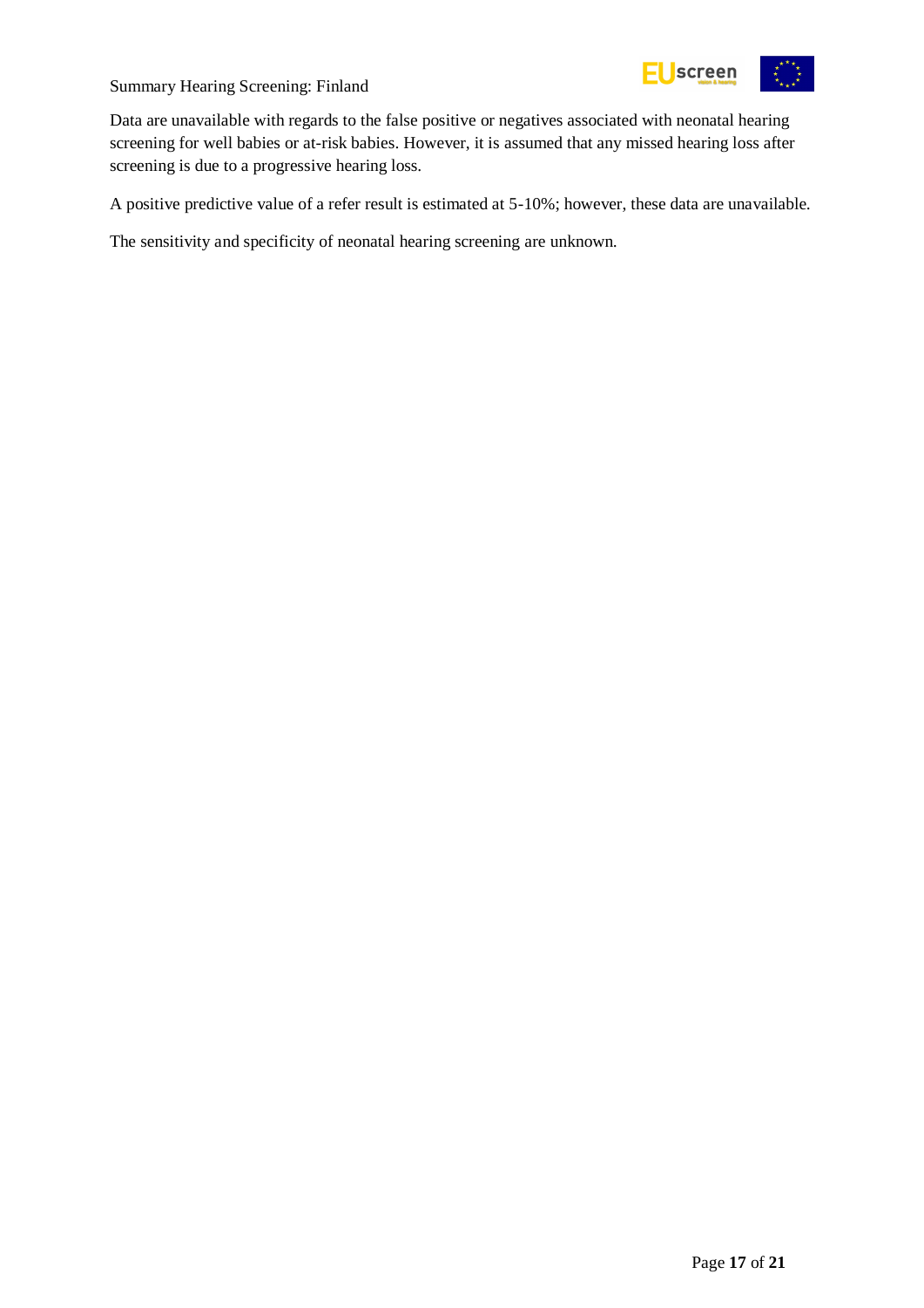Data are unavailable with regards to the false positive or negatives associated with neonatal hearing screening for well babies or at-risk babies. However, it is assumed that any missed hearing loss after screening is due to a progressive hearing loss.

A positive predictive value of a refer result is estimated at 5-10%; however, these data are unavailable.

The sensitivity and specificity of neonatal hearing screening are unknown.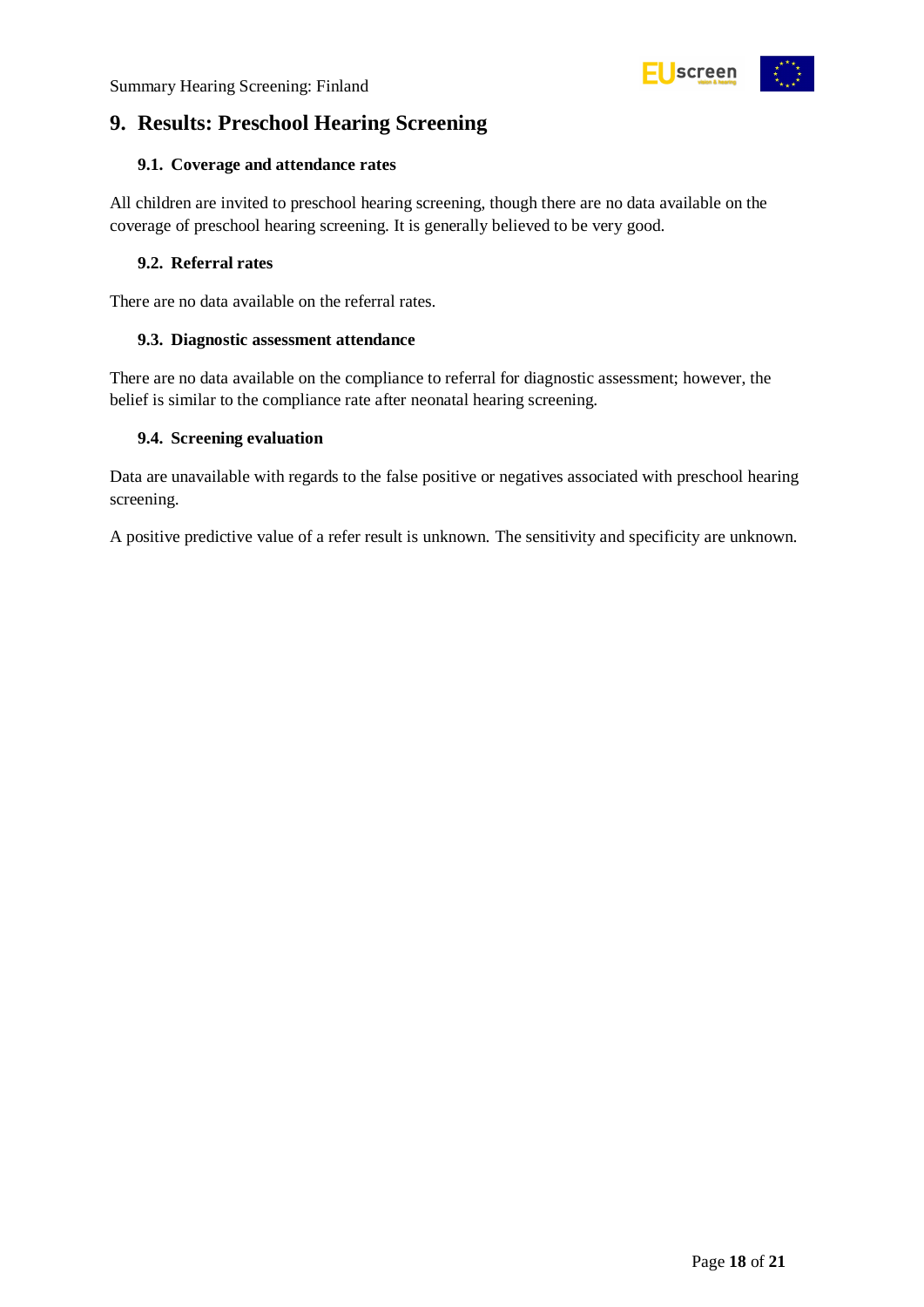# 9. Results: Preschool Hearing Screening

## 9.1. Coverage and attendance rates

All children are invited to preschool hearing screening, though there are no data available on the coverage of preschool hearing screening. It is generally believed to be very good.

## 9.2. Referral rates

There are no data available on the referral rates.

## 9.3. Diagnostic assessment attendance

There are no data available on the compliance to referral for diagnostic assessment; however, the belief is similar to the compliance rate after neonatal hearing screening.

## 9.4. Screening evaluation

Data are unavailable with regards to the false positive or negatives associated with preschool hearing screening.

A positive predictive value of a refer result is unknown. The sensitivity and specificity are unknown.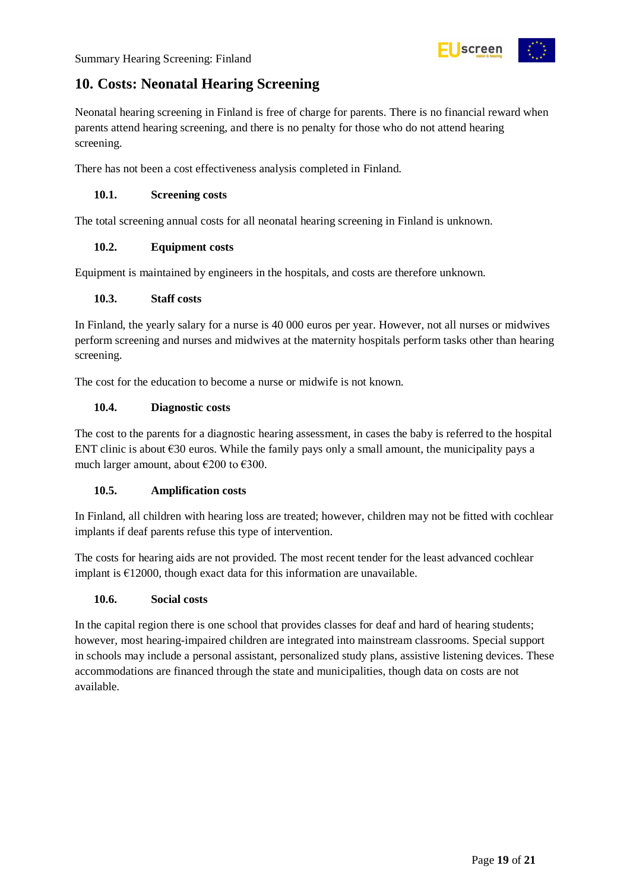# 10. Costs: Neonatal Hearing Screening

Neonatal hearing screening in Finland is free of charge for parents. There is no financial reward when parents attend hearing screening, and there is no penalty for those who do not attend hearing screening.

There has not been a cost effectiveness analysis completed in Finland.

## 10.1. Screening costs

The total screening annual costs for all neonatal hearing screening in Finland is unknown.

## 10.2. Equipment costs

Equipment is maintained by engineers in the hospitals, and costs are therefore unknown.

## 10.3. Staff costs

In Finland, the yearly salary for a nurse is 40 000 euros per year. However, not all nurses or midwives perform screening and nurses and midwives at the maternity hospitals perform tasks other than hearing screening.

The cost for the education to become a nurse or midwife is not known.

## 10.4. Diagnostic costs

The cost to the parents for a diagnostic hearing assessment, in cases the baby is referred to the hospital ENT clinic is about €30 euros. While the family pays only a small amount, the municipality pays a much larger amount, about €200 to €300.

## 10.5. Amplification costs

In Finland, all children with hearing loss are treated; however, children may not be fitted with cochlear implants if deaf parents refuse this type of intervention.

The costs for hearing aids are not provided. The most recent tender for the least advanced cochlear implant is €12000, though exact data for this information are unavailable.

## 10.6. Social costs

In the capital region there is one school that provides classes for deaf and hard of hearing students; however, most hearing-impaired children are integrated into mainstream classrooms. Special support in schools may include a personal assistant, personalized study plans, assistive listening devices. These accommodations are financed through the state and municipalities, though data on costs are not available.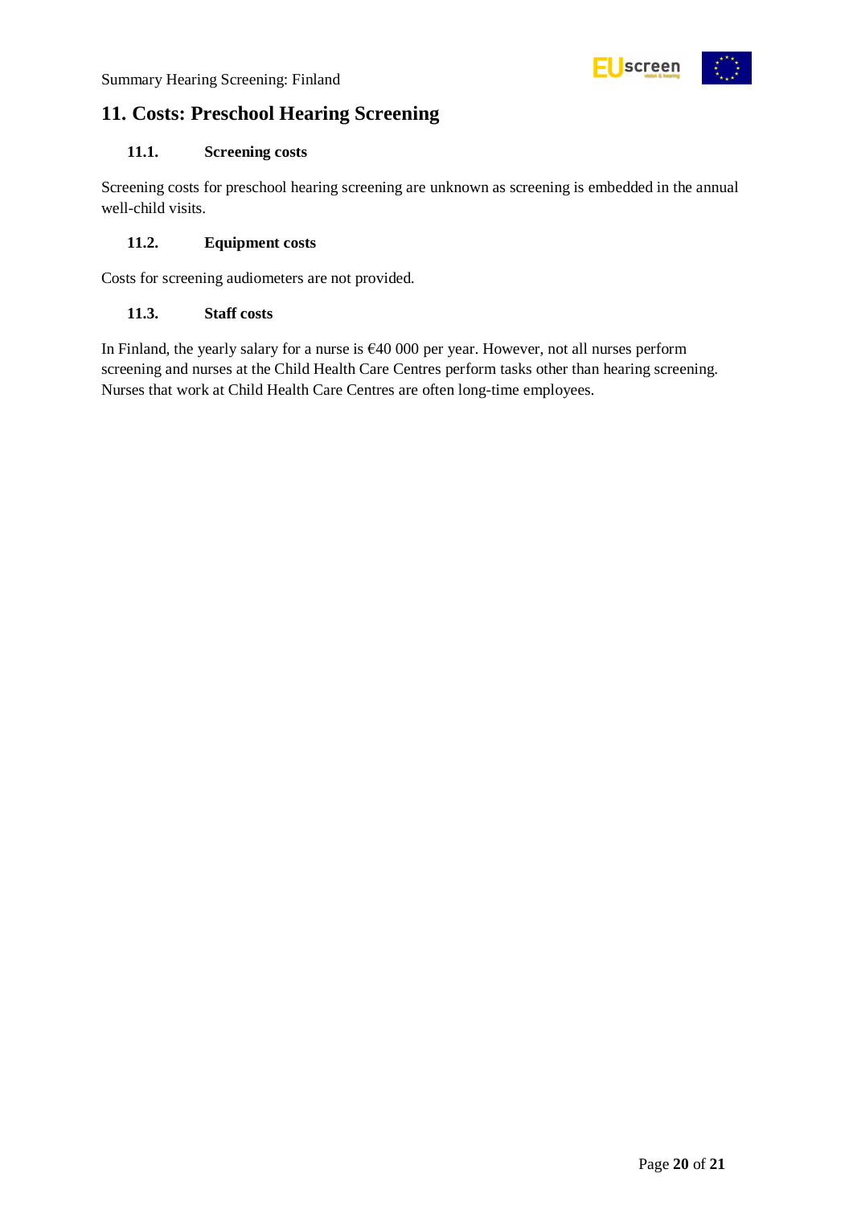## 11. Costs: Preschool Hearing Screening

### 11.1. Screening costs

Screening costs for preschool hearing screening are unknown as screening is embedded in the annual well-child visits.

### 11.2. Equipment costs

Costs for screening audiometers are not provided.

### 11.3. Staff costs

In Finland, the yearly salary for a nurse is €40 000 per year. However, not all nurses perform screening and nurses at the Child Health Care Centres perform tasks other than hearing screening. Nurses that work at Child Health Care Centres are often long-time employees.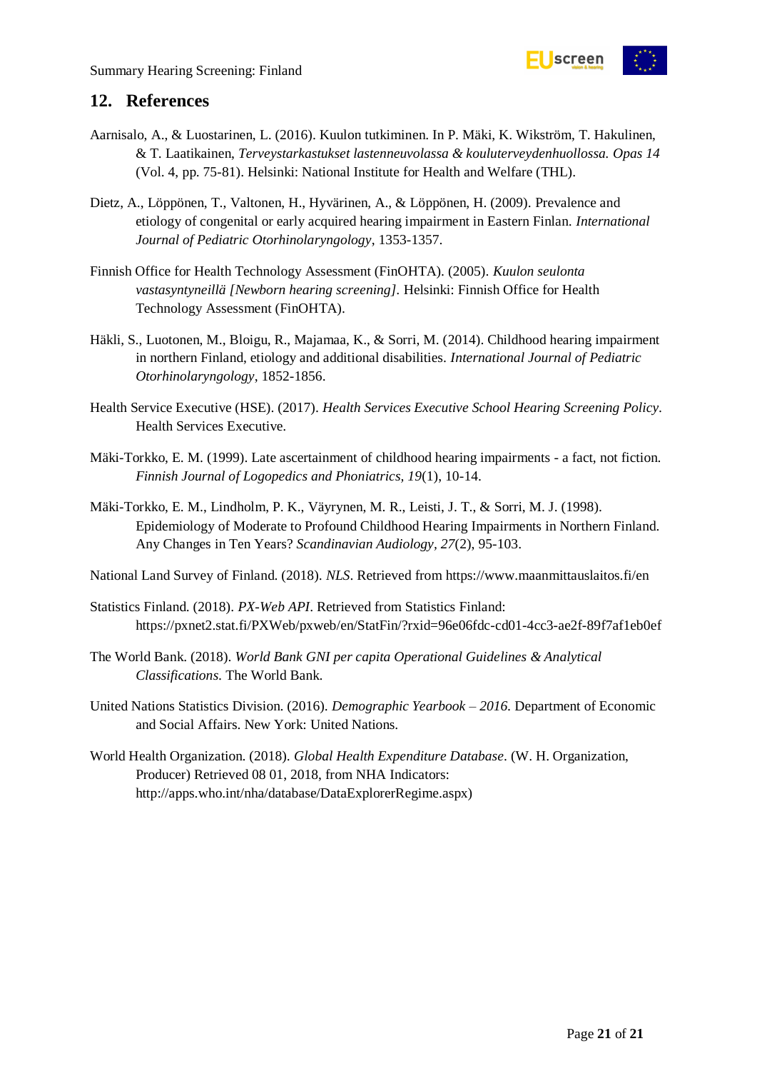## 12. References

Aarnisalo, A., & Luostarinen, L. (2016). Kuulon tutkiminen. In P. Mäki, K. Wikström, T. Hakulinen, & T. Laatikainen, *Terveystarkastukset lastenneuvolassa & kouluterveydenhuollossa. Opas 14* (Vol. 4, pp. 75-81). Helsinki: National Institute for Health and Welfare (THL).

Dietz, A., Löppönen, T., Valtonen, H., Hyvärinen, A., & Löppönen, H. (2009). Prevalence and etiology of congenital or early acquired hearing impairment in Eastern Finlan. *International Journal of Pediatric Otorhinolaryngology*, 1353-1357.

Finnish Office for Health Technology Assessment (FinOHTA). (2005). *Kuulon seulonta vastasyntyneillä [Newborn hearing screening]*. Helsinki: Finnish Office for Health Technology Assessment (FinOHTA).

Häkli, S., Luotonen, M., Bloigu, R., Majamaa, K., & Sorri, M. (2014). Childhood hearing impairment in northern Finland, etiology and additional disabilities. *International Journal of Pediatric Otorhinolaryngology*, 1852-1856.

Health Service Executive (HSE). (2017). *Health Services Executive School Hearing Screening Policy*. Health Services Executive.

Mäki-Torkko, E. M. (1999). Late ascertainment of childhood hearing impairments - a fact, not fiction. *Finnish Journal of Logopedics and Phoniatrics, 19*(1), 10-14.

Mäki-Torkko, E. M., Lindholm, P. K., Väyrynen, M. R., Leisti, J. T., & Sorri, M. J. (1998). Epidemiology of Moderate to Profound Childhood Hearing Impairments in Northern Finland. Any Changes in Ten Years? *Scandinavian Audiology, 27*(2), 95-103.

National Land Survey of Finland. (2018). *NLS*. Retrieved from https://www.maanmittauslaitos.fi/en

Statistics Finland. (2018). *PX-Web API*. Retrieved from Statistics Finland: https://pxnet2.stat.fi/PXWeb/pxweb/en/StatFin/?rxid=96e06fdc-cd01-4cc3-ae2f-89f7af1eb0ef

The World Bank. (2018). *World Bank GNI per capita Operational Guidelines & Analytical Classifications.* The World Bank.

United Nations Statistics Division. (2016). *Demographic Yearbook – 2016*. Department of Economic and Social Affairs. New York: United Nations.

World Health Organization. (2018). *Global Health Expenditure Database*. (W. H. Organization, Producer) Retrieved 08 01, 2018, from NHA Indicators: http://apps.who.int/nha/database/DataExplorerRegime.aspx)